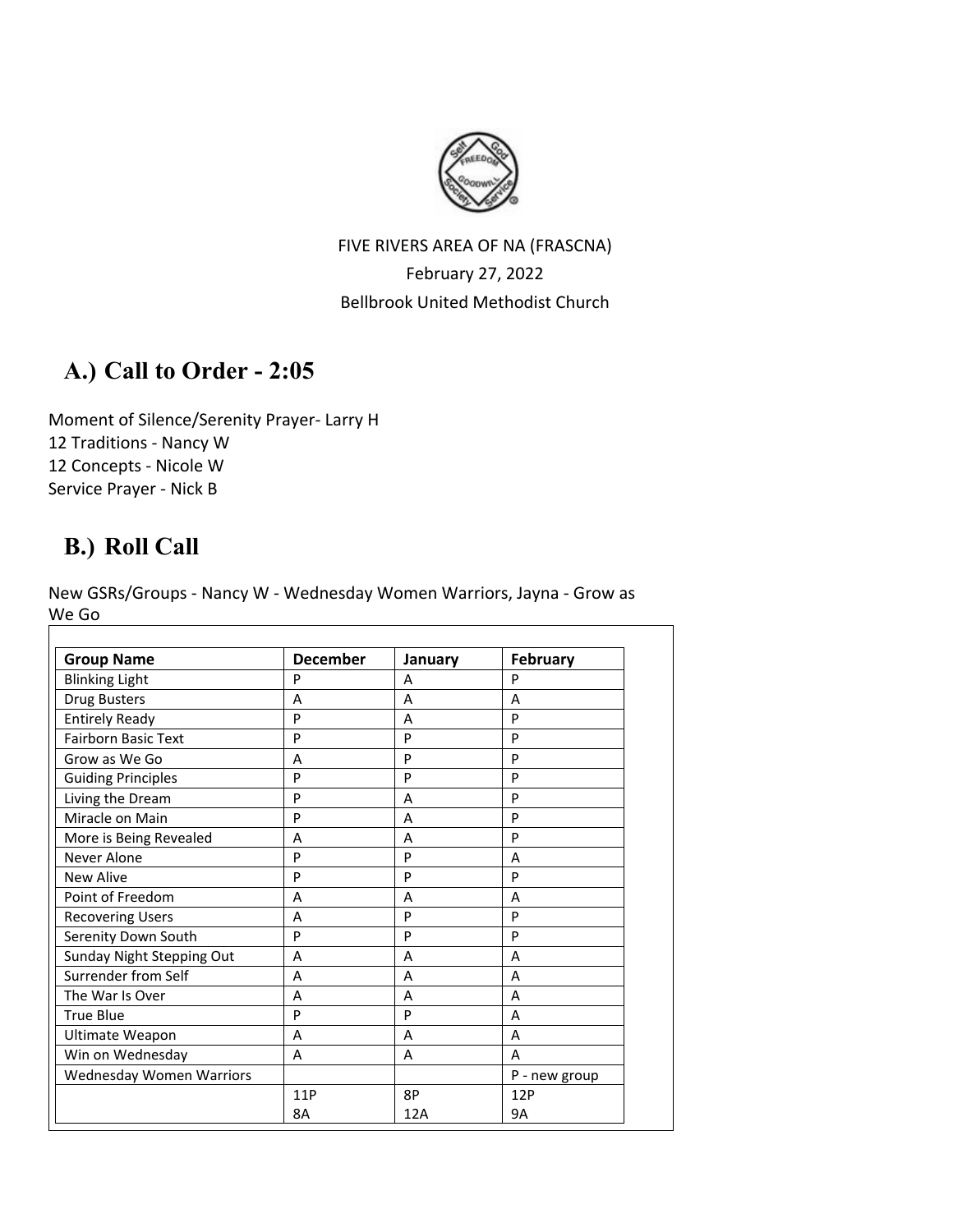FIVE RIVERS AREA OF NA (FRASCNA)
February 27, 2022
Bellbrook United Methodist Church

## A.) Call to Order - 2:05

Moment of Silence/Serenity Prayer- Larry H
12 Traditions - Nancy W
12 Concepts - Nicole W
Service Prayer - Nick B

## B.) Roll Call

New GSRs/Groups - Nancy W - Wednesday Women Warriors, Jayna - Grow as We Go

| Group Name | December | January | February |
| --- | --- | --- | --- |
| Blinking Light | P | A | P |
| Drug Busters | A | A | A |
| Entirely Ready | P | A | P |
| Fairborn Basic Text | P | P | P |
| Grow as We Go | A | P | P |
| Guiding Principles | P | P | P |
| Living the Dream | P | A | P |
| Miracle on Main | P | A | P |
| More is Being Revealed | A | A | P |
| Never Alone | P | P | A |
| New Alive | P | P | P |
| Point of Freedom | A | A | A |
| Recovering Users | A | P | P |
| Serenity Down South | P | P | P |
| Sunday Night Stepping Out | A | A | A |
| Surrender from Self | A | A | A |
| The War Is Over | A | A | A |
| True Blue | P | P | A |
| Ultimate Weapon | A | A | A |
| Win on Wednesday | A | A | A |
| Wednesday Women Warriors | | | P - new group |
| | 11P<br>8A | 8P<br>12A | 12P<br>9A |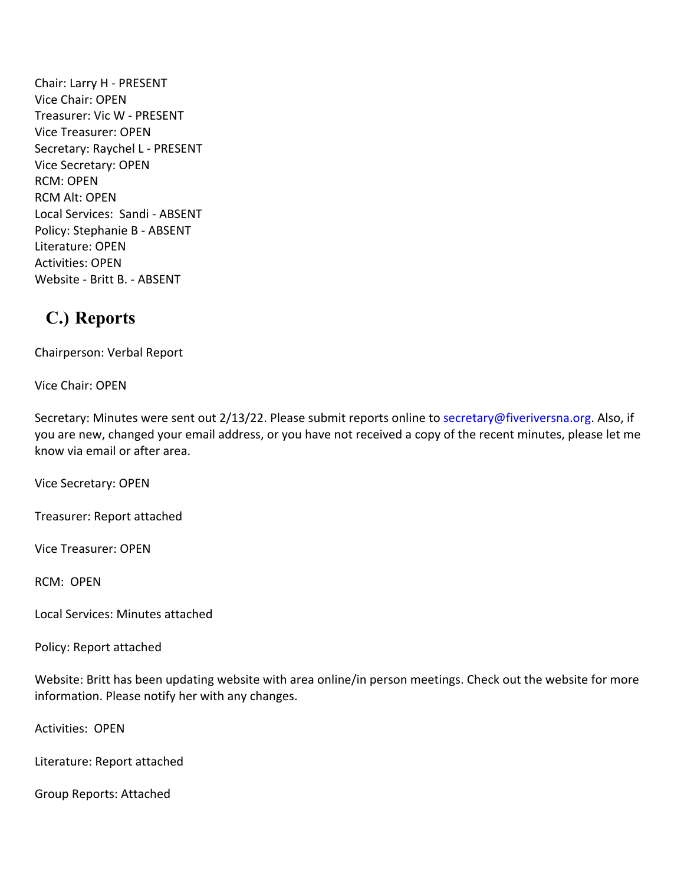Chair: Larry H - PRESENT
Vice Chair: OPEN
Treasurer: Vic W - PRESENT
Vice Treasurer: OPEN
Secretary: Raychel L - PRESENT
Vice Secretary: OPEN
RCM: OPEN
RCM Alt: OPEN
Local Services: Sandi - ABSENT
Policy: Stephanie B - ABSENT
Literature: OPEN
Activities: OPEN
Website - Britt B. - ABSENT

## C.) Reports

Chairperson: Verbal Report

Vice Chair: OPEN

Secretary: Minutes were sent out 2/13/22. Please submit reports online to secretary@fiveriversna.org. Also, if you are new, changed your email address, or you have not received a copy of the recent minutes, please let me know via email or after area.

Vice Secretary: OPEN

Treasurer: Report attached

Vice Treasurer: OPEN

RCM: OPEN

Local Services: Minutes attached

Policy: Report attached

Website: Britt has been updating website with area online/in person meetings. Check out the website for more information. Please notify her with any changes.

Activities: OPEN

Literature: Report attached

Group Reports: Attached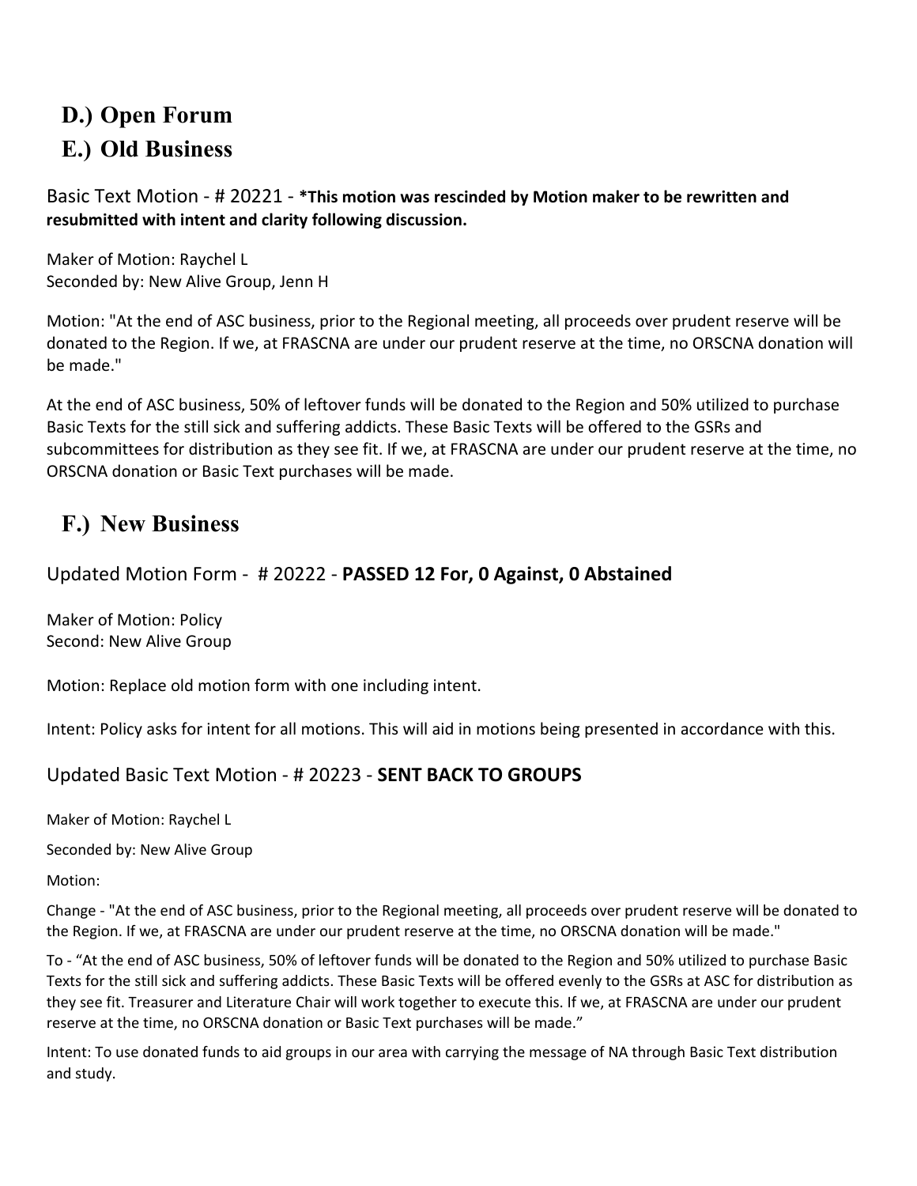## D.) Open Forum

## E.) Old Business

### Basic Text Motion - # 20221 - **\*This motion was rescinded by Motion maker to be rewritten and resubmitted with intent and clarity following discussion.**

Maker of Motion: Raychel L
Seconded by: New Alive Group, Jenn H

Motion: "At the end of ASC business, prior to the Regional meeting, all proceeds over prudent reserve will be donated to the Region. If we, at FRASCNA are under our prudent reserve at the time, no ORSCNA donation will be made."

At the end of ASC business, 50% of leftover funds will be donated to the Region and 50% utilized to purchase Basic Texts for the still sick and suffering addicts. These Basic Texts will be offered to the GSRs and subcommittees for distribution as they see fit. If we, at FRASCNA are under our prudent reserve at the time, no ORSCNA donation or Basic Text purchases will be made.

## F.) New Business

### Updated Motion Form - # 20222 - **PASSED 12 For, 0 Against, 0 Abstained**

Maker of Motion: Policy
Second: New Alive Group

Motion: Replace old motion form with one including intent.

Intent: Policy asks for intent for all motions. This will aid in motions being presented in accordance with this.

### Updated Basic Text Motion - # 20223 - **SENT BACK TO GROUPS**

Maker of Motion: Raychel L

Seconded by: New Alive Group

Motion:

Change - "At the end of ASC business, prior to the Regional meeting, all proceeds over prudent reserve will be donated to the Region. If we, at FRASCNA are under our prudent reserve at the time, no ORSCNA donation will be made."

To - "At the end of ASC business, 50% of leftover funds will be donated to the Region and 50% utilized to purchase Basic Texts for the still sick and suffering addicts. These Basic Texts will be offered evenly to the GSRs at ASC for distribution as they see fit. Treasurer and Literature Chair will work together to execute this. If we, at FRASCNA are under our prudent reserve at the time, no ORSCNA donation or Basic Text purchases will be made."

Intent: To use donated funds to aid groups in our area with carrying the message of NA through Basic Text distribution and study.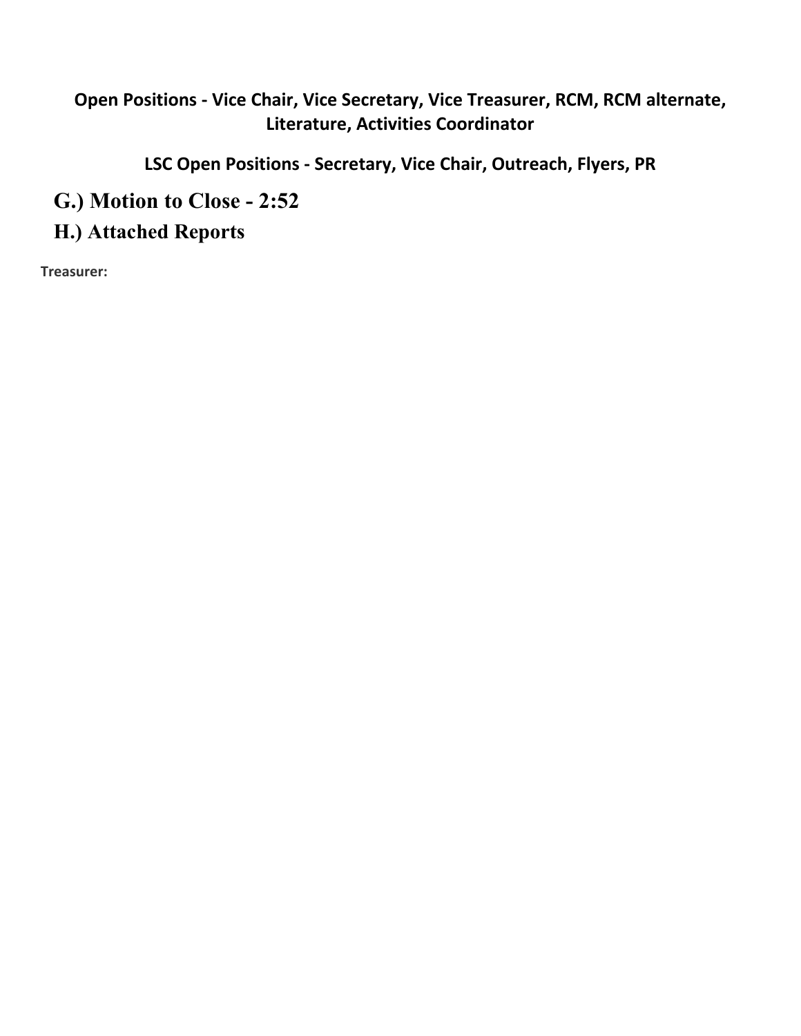**Open Positions - Vice Chair, Vice Secretary, Vice Treasurer, RCM, RCM alternate, Literature, Activities Coordinator**

**LSC Open Positions - Secretary, Vice Chair, Outreach, Flyers, PR**

## G.) Motion to Close - 2:52

## H.) Attached Reports

**Treasurer:**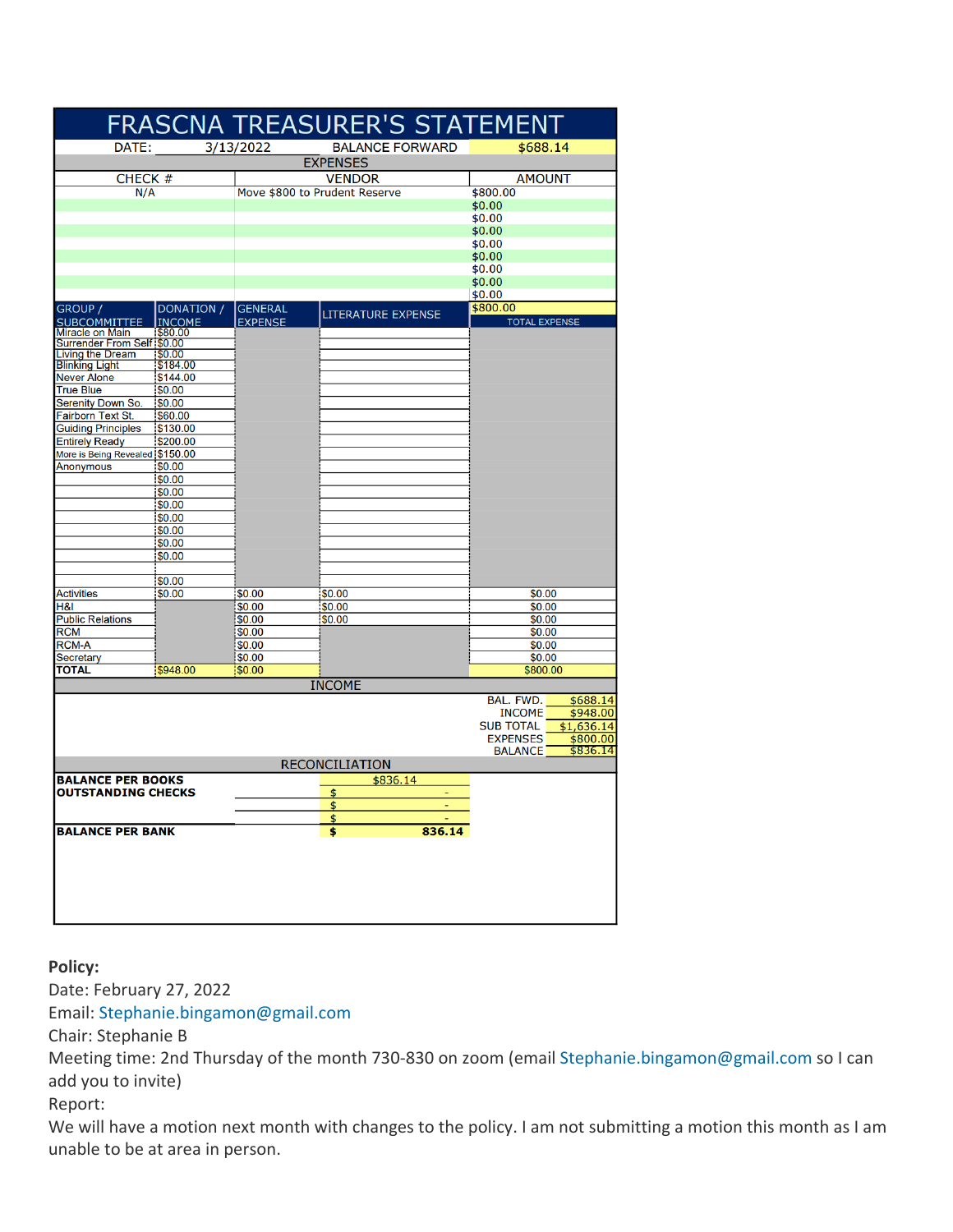# FRASCNA TREASURER'S STATEMENT

DATE: 3/13/2022 BALANCE FORWARD $688.14

## EXPENSES

| CHECK # | VENDOR | AMOUNT |
|---|---|---|
| N/A | Move $800 to Prudent Reserve | $800.00 |
| | | $0.00 |
| | | $0.00 |
| | | $0.00 |
| | | $0.00 |
| | | $0.00 |
| | | $0.00 |
| | | $0.00 |
| | | $0.00 |
| | | $800.00 |

| GROUP / SUBCOMMITTEE | DONATION / INCOME | GENERAL EXPENSE | LITERATURE EXPENSE | TOTAL EXPENSE |
|---|---|---|---|---|
| Miracle on Main | $80.00 | | | |
| Surrender From Self | $0.00 | | | |
| Living the Dream | $0.00 | | | |
| Blinking Light | $184.00 | | | |
| Never Alone | $144.00 | | | |
| True Blue | $0.00 | | | |
| Serenity Down So. | $0.00 | | | |
| Fairborn Text St. | $60.00 | | | |
| Guiding Principles | $130.00 | | | |
| Entirely Ready | $200.00 | | | |
| More is Being Revealed | $150.00 | | | |
| Anonymous | $0.00 | | | |
| | $0.00 | | | |
| | $0.00 | | | |
| | $0.00 | | | |
| | $0.00 | | | |
| | $0.00 | | | |
| | $0.00 | | | |
| | $0.00 | | | |
| | | | | |
| | $0.00 | | | |
| Activities | $0.00 | $0.00 | $0.00 | $0.00 |
| H&I | | $0.00 | $0.00 | $0.00 |
| Public Relations | | $0.00 | $0.00 | $0.00 |
| RCM | | $0.00 | | $0.00 |
| RCM-A | | $0.00 | | $0.00 |
| Secretary | | $0.00 | | $0.00 |
| **TOTAL** | $948.00 | $0.00 | | $800.00 |

## INCOME

| | |
|---|---|
| BAL. FWD. | $688.14 |
| INCOME | $948.00 |
| SUB TOTAL | $1,636.14 |
| EXPENSES | $800.00 |
| BALANCE | $836.14 |

## RECONCILIATION

| | |
|---|---|
| **BALANCE PER BOOKS** | $836.14 |
| **OUTSTANDING CHECKS** | $ - |
| | $ - |
| | $ - |
| **BALANCE PER BANK** | **$ 836.14** |

**Policy:**

Date: February 27, 2022

Email: Stephanie.bingamon@gmail.com

Chair: Stephanie B

Meeting time: 2nd Thursday of the month 730-830 on zoom (email Stephanie.bingamon@gmail.com so I can add you to invite)

Report:

We will have a motion next month with changes to the policy. I am not submitting a motion this month as I am unable to be at area in person.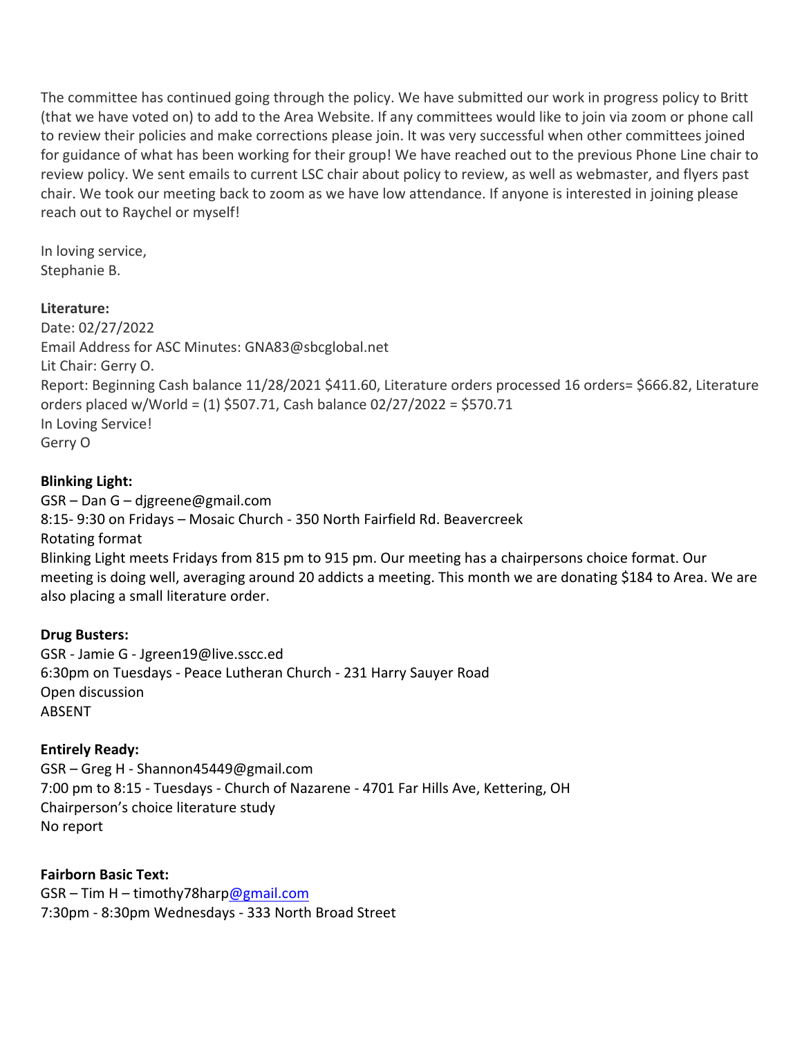The committee has continued going through the policy. We have submitted our work in progress policy to Britt (that we have voted on) to add to the Area Website. If any committees would like to join via zoom or phone call to review their policies and make corrections please join. It was very successful when other committees joined for guidance of what has been working for their group! We have reached out to the previous Phone Line chair to review policy. We sent emails to current LSC chair about policy to review, as well as webmaster, and flyers past chair. We took our meeting back to zoom as we have low attendance. If anyone is interested in joining please reach out to Raychel or myself!

In loving service,
Stephanie B.

**Literature:**
Date: 02/27/2022
Email Address for ASC Minutes: GNA83@sbcglobal.net
Lit Chair: Gerry O.
Report: Beginning Cash balance 11/28/2021 $411.60, Literature orders processed 16 orders= $666.82, Literature orders placed w/World = (1) $507.71, Cash balance 02/27/2022 = $570.71
In Loving Service!
Gerry O

**Blinking Light:**
GSR – Dan G – djgreene@gmail.com
8:15- 9:30 on Fridays – Mosaic Church - 350 North Fairfield Rd. Beavercreek
Rotating format
Blinking Light meets Fridays from 815 pm to 915 pm. Our meeting has a chairpersons choice format. Our meeting is doing well, averaging around 20 addicts a meeting. This month we are donating $184 to Area. We are also placing a small literature order.

**Drug Busters:**
GSR - Jamie G - Jgreen19@live.sscc.ed
6:30pm on Tuesdays - Peace Lutheran Church - 231 Harry Sauyer Road
Open discussion
ABSENT

**Entirely Ready:**
GSR – Greg H - Shannon45449@gmail.com
7:00 pm to 8:15 - Tuesdays - Church of Nazarene - 4701 Far Hills Ave, Kettering, OH
Chairperson's choice literature study
No report

**Fairborn Basic Text:**
GSR – Tim H – timothy78harp@gmail.com
7:30pm - 8:30pm Wednesdays - 333 North Broad Street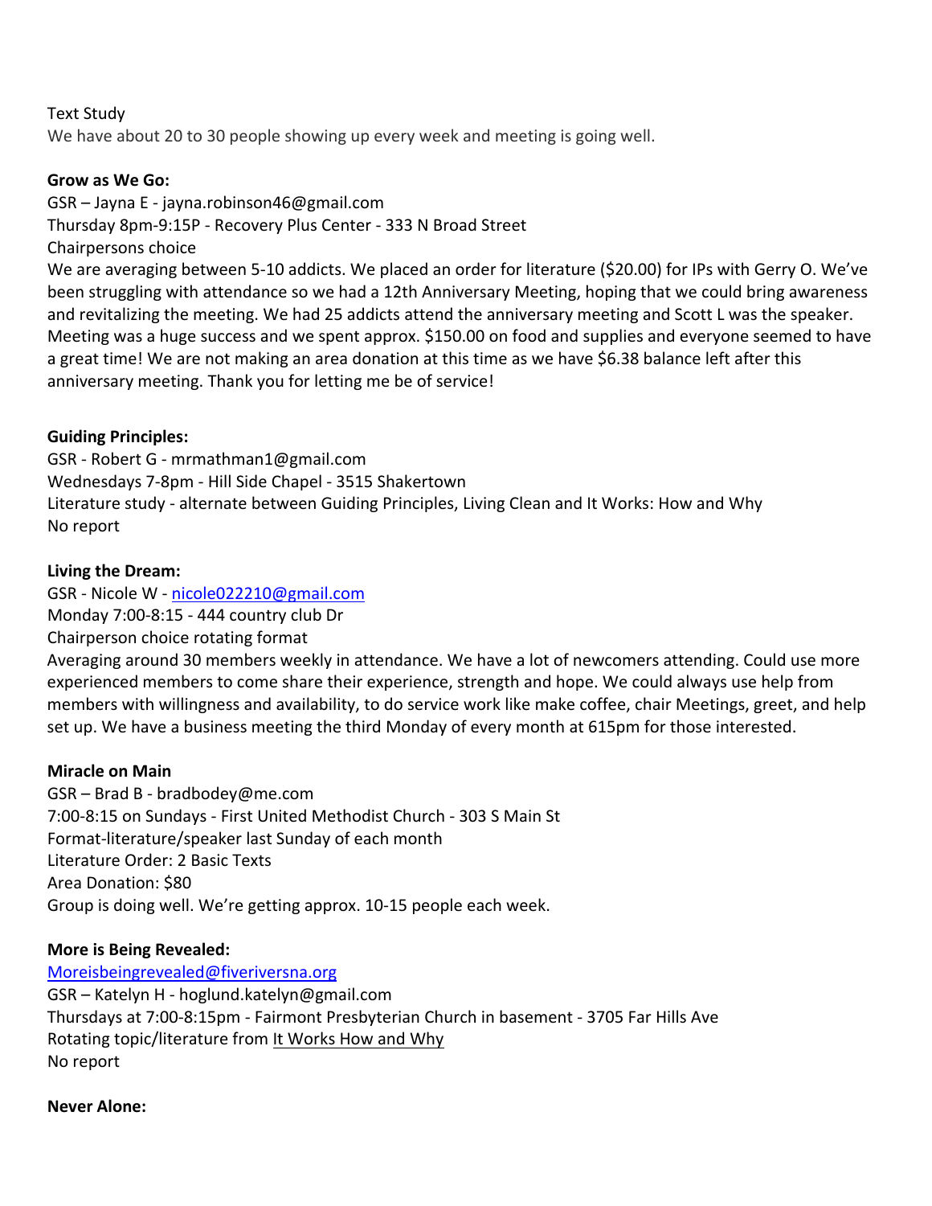Text Study

We have about 20 to 30 people showing up every week and meeting is going well.

**Grow as We Go:**

GSR – Jayna E - jayna.robinson46@gmail.com

Thursday 8pm-9:15P - Recovery Plus Center - 333 N Broad Street

Chairpersons choice

We are averaging between 5-10 addicts. We placed an order for literature ($20.00) for IPs with Gerry O. We've been struggling with attendance so we had a 12th Anniversary Meeting, hoping that we could bring awareness and revitalizing the meeting. We had 25 addicts attend the anniversary meeting and Scott L was the speaker. Meeting was a huge success and we spent approx. $150.00 on food and supplies and everyone seemed to have a great time! We are not making an area donation at this time as we have $6.38 balance left after this anniversary meeting. Thank you for letting me be of service!

**Guiding Principles:**

GSR - Robert G - mrmathman1@gmail.com

Wednesdays 7-8pm - Hill Side Chapel - 3515 Shakertown

Literature study - alternate between Guiding Principles, Living Clean and It Works: How and Why

No report

**Living the Dream:**

GSR - Nicole W - nicole022210@gmail.com

Monday 7:00-8:15 - 444 country club Dr

Chairperson choice rotating format

Averaging around 30 members weekly in attendance. We have a lot of newcomers attending. Could use more experienced members to come share their experience, strength and hope. We could always use help from members with willingness and availability, to do service work like make coffee, chair Meetings, greet, and help set up. We have a business meeting the third Monday of every month at 615pm for those interested.

**Miracle on Main**

GSR – Brad B - bradbodey@me.com

7:00-8:15 on Sundays - First United Methodist Church - 303 S Main St

Format-literature/speaker last Sunday of each month

Literature Order: 2 Basic Texts

Area Donation: $80

Group is doing well. We're getting approx. 10-15 people each week.

**More is Being Revealed:**

Moreisbeingrevealed@fiveriversna.org

GSR – Katelyn H - hoglund.katelyn@gmail.com

Thursdays at 7:00-8:15pm - Fairmont Presbyterian Church in basement - 3705 Far Hills Ave

Rotating topic/literature from It Works How and Why

No report

**Never Alone:**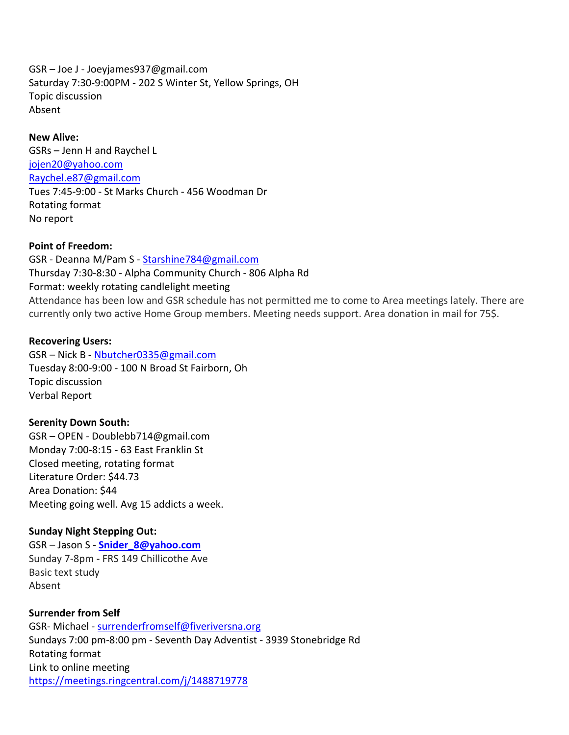GSR – Joe J - Joeyjames937@gmail.com
Saturday 7:30-9:00PM - 202 S Winter St, Yellow Springs, OH
Topic discussion
Absent

**New Alive:**
GSRs – Jenn H and Raychel L
jojen20@yahoo.com
Raychel.e87@gmail.com
Tues 7:45-9:00 - St Marks Church - 456 Woodman Dr
Rotating format
No report

**Point of Freedom:**
GSR - Deanna M/Pam S - Starshine784@gmail.com
Thursday 7:30-8:30 - Alpha Community Church - 806 Alpha Rd
Format: weekly rotating candlelight meeting
Attendance has been low and GSR schedule has not permitted me to come to Area meetings lately. There are currently only two active Home Group members. Meeting needs support. Area donation in mail for 75$.

**Recovering Users:**
GSR – Nick B - Nbutcher0335@gmail.com
Tuesday 8:00-9:00 - 100 N Broad St Fairborn, Oh
Topic discussion
Verbal Report

**Serenity Down South:**
GSR – OPEN - Doublebb714@gmail.com
Monday 7:00-8:15 - 63 East Franklin St
Closed meeting, rotating format
Literature Order: $44.73
Area Donation: $44
Meeting going well. Avg 15 addicts a week.

**Sunday Night Stepping Out:**
GSR – Jason S - **Snider_8@yahoo.com**
Sunday 7-8pm - FRS 149 Chillicothe Ave
Basic text study
Absent

**Surrender from Self**
GSR- Michael - surrenderfromself@fiveriversna.org
Sundays 7:00 pm-8:00 pm - Seventh Day Adventist - 3939 Stonebridge Rd
Rotating format
Link to online meeting
https://meetings.ringcentral.com/j/1488719778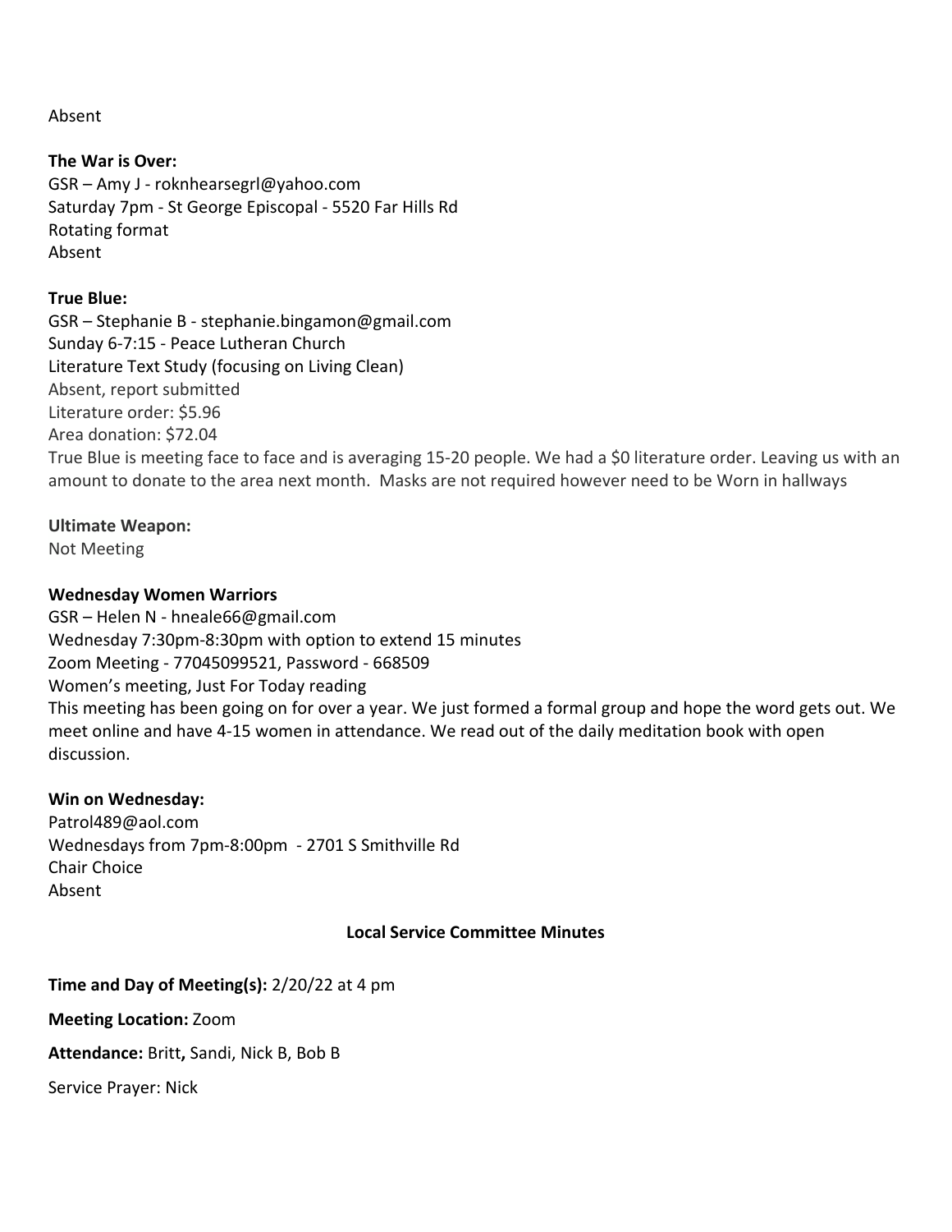Absent

**The War is Over:**
GSR – Amy J - roknhearsegrl@yahoo.com
Saturday 7pm - St George Episcopal - 5520 Far Hills Rd
Rotating format
Absent

**True Blue:**
GSR – Stephanie B - stephanie.bingamon@gmail.com
Sunday 6-7:15 - Peace Lutheran Church
Literature Text Study (focusing on Living Clean)
Absent, report submitted
Literature order: $5.96
Area donation: $72.04
True Blue is meeting face to face and is averaging 15-20 people. We had a $0 literature order. Leaving us with an amount to donate to the area next month. Masks are not required however need to be Worn in hallways

**Ultimate Weapon:**
Not Meeting

**Wednesday Women Warriors**
GSR – Helen N - hneale66@gmail.com
Wednesday 7:30pm-8:30pm with option to extend 15 minutes
Zoom Meeting - 77045099521, Password - 668509
Women's meeting, Just For Today reading
This meeting has been going on for over a year. We just formed a formal group and hope the word gets out. We meet online and have 4-15 women in attendance. We read out of the daily meditation book with open discussion.

**Win on Wednesday:**
Patrol489@aol.com
Wednesdays from 7pm-8:00pm - 2701 S Smithville Rd
Chair Choice
Absent

## Local Service Committee Minutes

**Time and Day of Meeting(s):** 2/20/22 at 4 pm

**Meeting Location:** Zoom

**Attendance:** Britt**,** Sandi, Nick B, Bob B

Service Prayer: Nick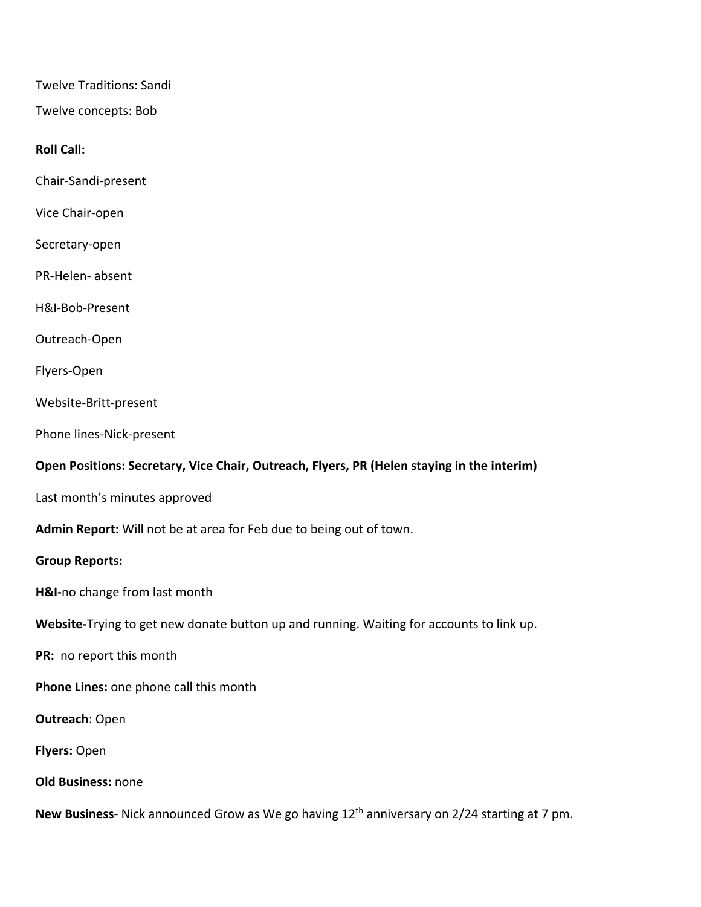Twelve Traditions: Sandi

Twelve concepts: Bob

**Roll Call:**

Chair-Sandi-present

Vice Chair-open

Secretary-open

PR-Helen- absent

H&I-Bob-Present

Outreach-Open

Flyers-Open

Website-Britt-present

Phone lines-Nick-present

**Open Positions: Secretary, Vice Chair, Outreach, Flyers, PR (Helen staying in the interim)**

Last month's minutes approved

**Admin Report:** Will not be at area for Feb due to being out of town.

**Group Reports:**

**H&I-**no change from last month

**Website-**Trying to get new donate button up and running. Waiting for accounts to link up.

**PR:** no report this month

**Phone Lines:** one phone call this month

**Outreach**: Open

**Flyers:** Open

**Old Business:** none

**New Business**- Nick announced Grow as We go having 12th anniversary on 2/24 starting at 7 pm.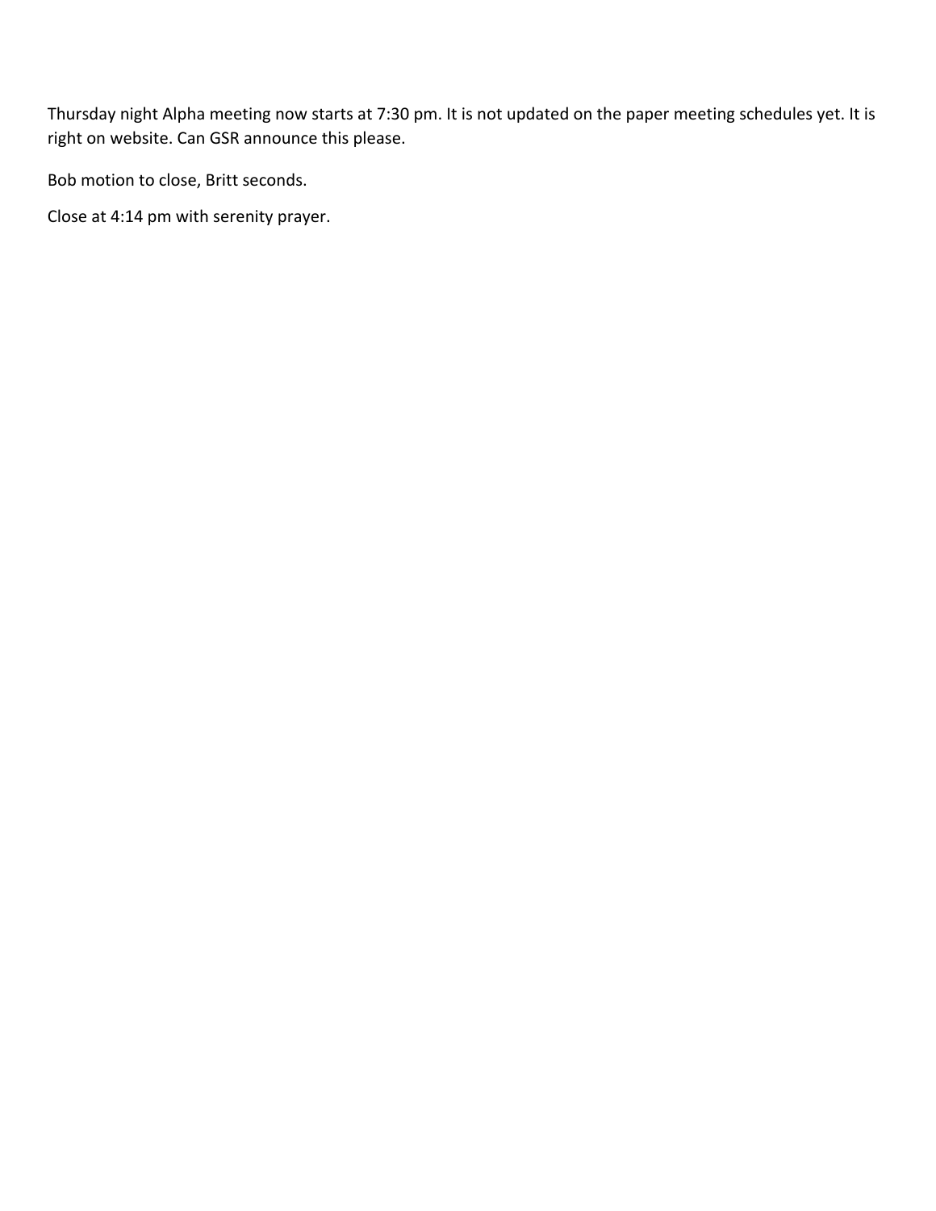Thursday night Alpha meeting now starts at 7:30 pm. It is not updated on the paper meeting schedules yet. It is right on website. Can GSR announce this please.

Bob motion to close, Britt seconds.

Close at 4:14 pm with serenity prayer.